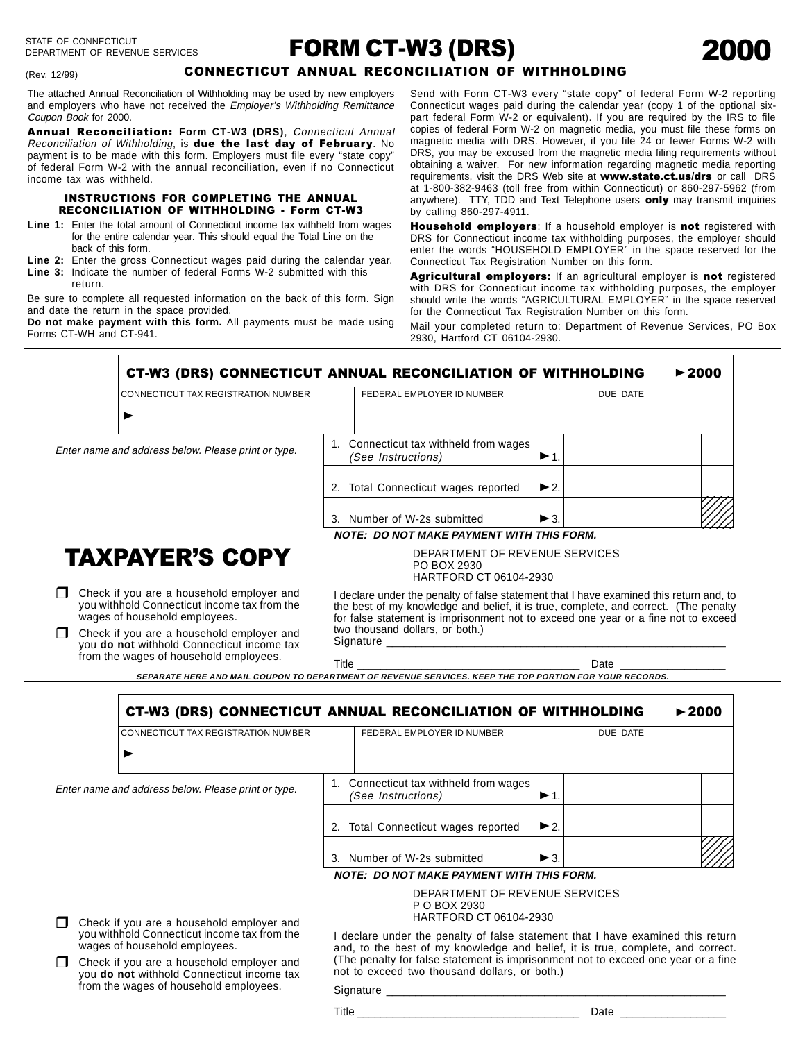STATE OF CONNECTICUT
DEPARTMENT OF REVENUE SERVICES

(Rev. 12/99)

# FORM CT-W3 (DRS) 2000

## CONNECTICUT ANNUAL RECONCILIATION OF WITHHOLDING

The attached Annual Reconciliation of Withholding may be used by new employers and employers who have not received the *Employer's Withholding Remittance Coupon Book* for 2000.

**Annual Reconciliation:** **Form CT-W3 (DRS)**, *Connecticut Annual Reconciliation of Withholding*, is **due the last day of February**. No payment is to be made with this form. Employers must file every "state copy" of federal Form W-2 with the annual reconciliation, even if no Connecticut income tax was withheld.

### INSTRUCTIONS FOR COMPLETING THE ANNUAL RECONCILIATION OF WITHHOLDING - Form CT-W3

**Line 1:** Enter the total amount of Connecticut income tax withheld from wages for the entire calendar year. This should equal the Total Line on the back of this form.

**Line 2:** Enter the gross Connecticut wages paid during the calendar year.

**Line 3:** Indicate the number of federal Forms W-2 submitted with this return.

Be sure to complete all requested information on the back of this form. Sign and date the return in the space provided.

**Do not make payment with this form.** All payments must be made using Forms CT-WH and CT-941.

Send with Form CT-W3 every "state copy" of federal Form W-2 reporting Connecticut wages paid during the calendar year (copy 1 of the optional six-part federal Form W-2 or equivalent). If you are required by the IRS to file copies of federal Form W-2 on magnetic media, you must file these forms on magnetic media with DRS. However, if you file 24 or fewer Forms W-2 with DRS, you may be excused from the magnetic media filing requirements without obtaining a waiver. For new information regarding magnetic media reporting requirements, visit the DRS Web site at **www.state.ct.us/drs** or call DRS at 1-800-382-9463 (toll free from within Connecticut) or 860-297-5962 (from anywhere). TTY, TDD and Text Telephone users **only** may transmit inquiries by calling 860-297-4911.

**Household employers**: If a household employer is **not** registered with DRS for Connecticut income tax withholding purposes, the employer should enter the words "HOUSEHOLD EMPLOYER" in the space reserved for the Connecticut Tax Registration Number on this form.

**Agricultural employers:** If an agricultural employer is **not** registered with DRS for Connecticut income tax withholding purposes, the employer should write the words "AGRICULTURAL EMPLOYER" in the space reserved for the Connecticut Tax Registration Number on this form.

Mail your completed return to: Department of Revenue Services, PO Box 2930, Hartford CT 06104-2930.

---

## CT-W3 (DRS) CONNECTICUT ANNUAL RECONCILIATION OF WITHHOLDING ►2000

| CONNECTICUT TAX REGISTRATION NUMBER | FEDERAL EMPLOYER ID NUMBER | DUE DATE |
|---|---|---|
| ► | | |

*Enter name and address below. Please print or type.*

| | | |
|---|---|---|
| 1. Connecticut tax withheld from wages *(See Instructions)* ► 1. | | |
| 2. Total Connecticut wages reported ► 2. | | |
| 3. Number of W-2s submitted ► 3. | | |

***NOTE: DO NOT MAKE PAYMENT WITH THIS FORM.***

# TAXPAYER'S COPY

DEPARTMENT OF REVENUE SERVICES
PO BOX 2930
HARTFORD CT 06104-2930

❒ Check if you are a household employer and you withhold Connecticut income tax from the wages of household employees.

❒ Check if you are a household employer and you **do not** withhold Connecticut income tax from the wages of household employees.

I declare under the penalty of false statement that I have examined this return and, to the best of my knowledge and belief, it is true, complete, and correct. (The penalty for false statement is imprisonment not to exceed one year or a fine not to exceed two thousand dollars, or both.)

Signature ______________________________________________

Title ______________________________ Date ______________

***SEPARATE HERE AND MAIL COUPON TO DEPARTMENT OF REVENUE SERVICES. KEEP THE TOP PORTION FOR YOUR RECORDS.***

---

## CT-W3 (DRS) CONNECTICUT ANNUAL RECONCILIATION OF WITHHOLDING ►2000

| CONNECTICUT TAX REGISTRATION NUMBER | FEDERAL EMPLOYER ID NUMBER | DUE DATE |
|---|---|---|
| ► | | |

*Enter name and address below. Please print or type.*

| | | |
|---|---|---|
| 1. Connecticut tax withheld from wages *(See Instructions)* ► 1. | | |
| 2. Total Connecticut wages reported ► 2. | | |
| 3. Number of W-2s submitted ► 3. | | |

***NOTE: DO NOT MAKE PAYMENT WITH THIS FORM.***

DEPARTMENT OF REVENUE SERVICES
P O BOX 2930
HARTFORD CT 06104-2930

❒ Check if you are a household employer and you withhold Connecticut income tax from the wages of household employees.

❒ Check if you are a household employer and you **do not** withhold Connecticut income tax from the wages of household employees.

I declare under the penalty of false statement that I have examined this return and, to the best of my knowledge and belief, it is true, complete, and correct. (The penalty for false statement is imprisonment not to exceed one year or a fine not to exceed two thousand dollars, or both.)

Signature ______________________________________________

Title ______________________________ Date ______________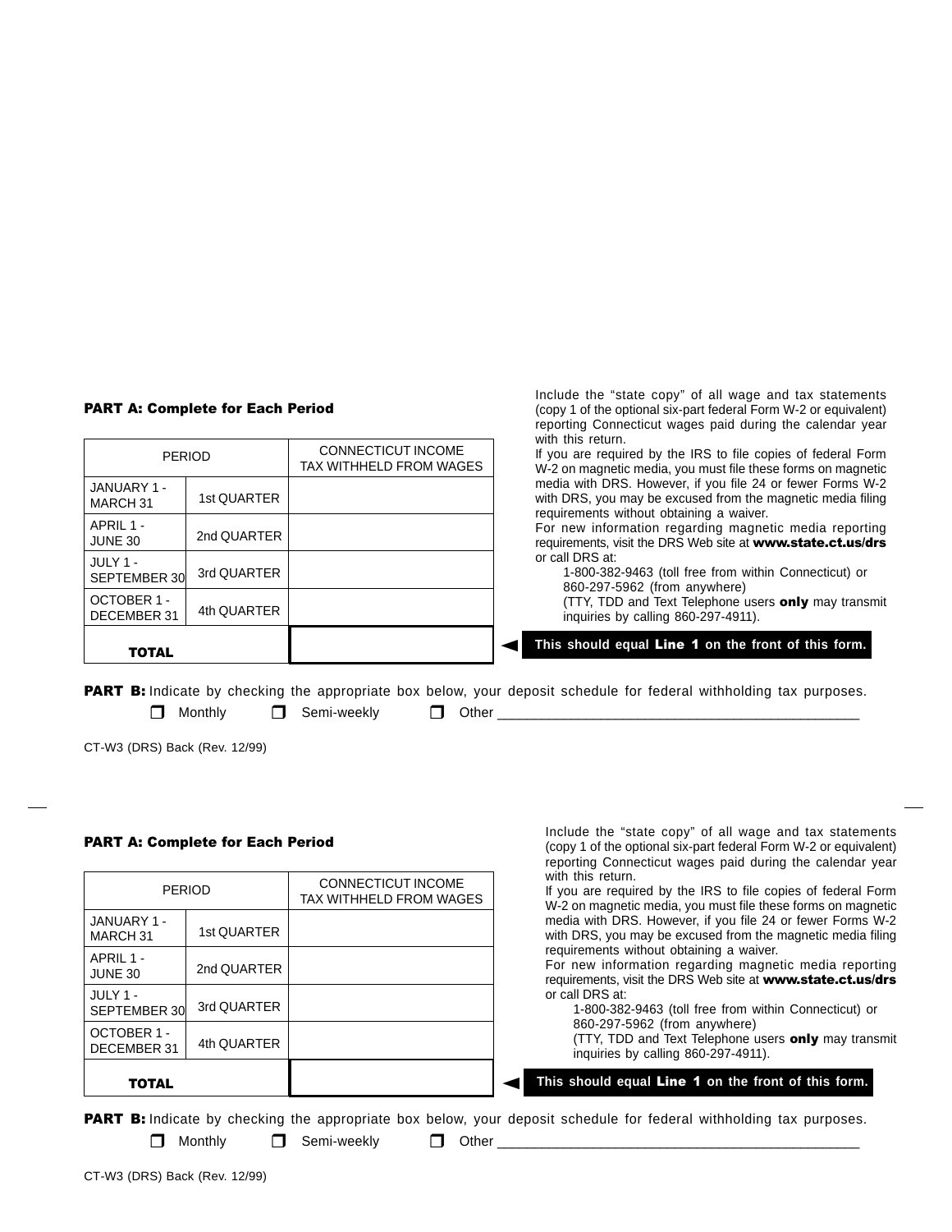**PART A: Complete for Each Period**

| PERIOD | | CONNECTICUT INCOME TAX WITHHELD FROM WAGES |
|---|---|---|
| JANUARY 1 - MARCH 31 | 1st QUARTER | |
| APRIL 1 - JUNE 30 | 2nd QUARTER | |
| JULY 1 - SEPTEMBER 30 | 3rd QUARTER | |
| OCTOBER 1 - DECEMBER 31 | 4th QUARTER | |
| **TOTAL** | | |

◄ **This should equal Line 1 on the front of this form.**

Include the "state copy" of all wage and tax statements (copy 1 of the optional six-part federal Form W-2 or equivalent) reporting Connecticut wages paid during the calendar year with this return.

If you are required by the IRS to file copies of federal Form W-2 on magnetic media, you must file these forms on magnetic media with DRS. However, if you file 24 or fewer Forms W-2 with DRS, you may be excused from the magnetic media filing requirements without obtaining a waiver.

For new information regarding magnetic media reporting requirements, visit the DRS Web site at **www.state.ct.us/drs** or call DRS at:

1-800-382-9463 (toll free from within Connecticut) or
860-297-5962 (from anywhere)
(TTY, TDD and Text Telephone users **only** may transmit inquiries by calling 860-297-4911).

**PART B:** Indicate by checking the appropriate box below, your deposit schedule for federal withholding tax purposes.

❒ Monthly ❒ Semi-weekly ❒ Other ______________________________________________

CT-W3 (DRS) Back (Rev. 12/99)

---

**PART A: Complete for Each Period**

| PERIOD | | CONNECTICUT INCOME TAX WITHHELD FROM WAGES |
|---|---|---|
| JANUARY 1 - MARCH 31 | 1st QUARTER | |
| APRIL 1 - JUNE 30 | 2nd QUARTER | |
| JULY 1 - SEPTEMBER 30 | 3rd QUARTER | |
| OCTOBER 1 - DECEMBER 31 | 4th QUARTER | |
| **TOTAL** | | |

◄ **This should equal Line 1 on the front of this form.**

Include the "state copy" of all wage and tax statements (copy 1 of the optional six-part federal Form W-2 or equivalent) reporting Connecticut wages paid during the calendar year with this return.

If you are required by the IRS to file copies of federal Form W-2 on magnetic media, you must file these forms on magnetic media with DRS. However, if you file 24 or fewer Forms W-2 with DRS, you may be excused from the magnetic media filing requirements without obtaining a waiver.

For new information regarding magnetic media reporting requirements, visit the DRS Web site at **www.state.ct.us/drs** or call DRS at:

1-800-382-9463 (toll free from within Connecticut) or
860-297-5962 (from anywhere)
(TTY, TDD and Text Telephone users **only** may transmit inquiries by calling 860-297-4911).

**PART B:** Indicate by checking the appropriate box below, your deposit schedule for federal withholding tax purposes.

❒ Monthly ❒ Semi-weekly ❒ Other ______________________________________________

CT-W3 (DRS) Back (Rev. 12/99)